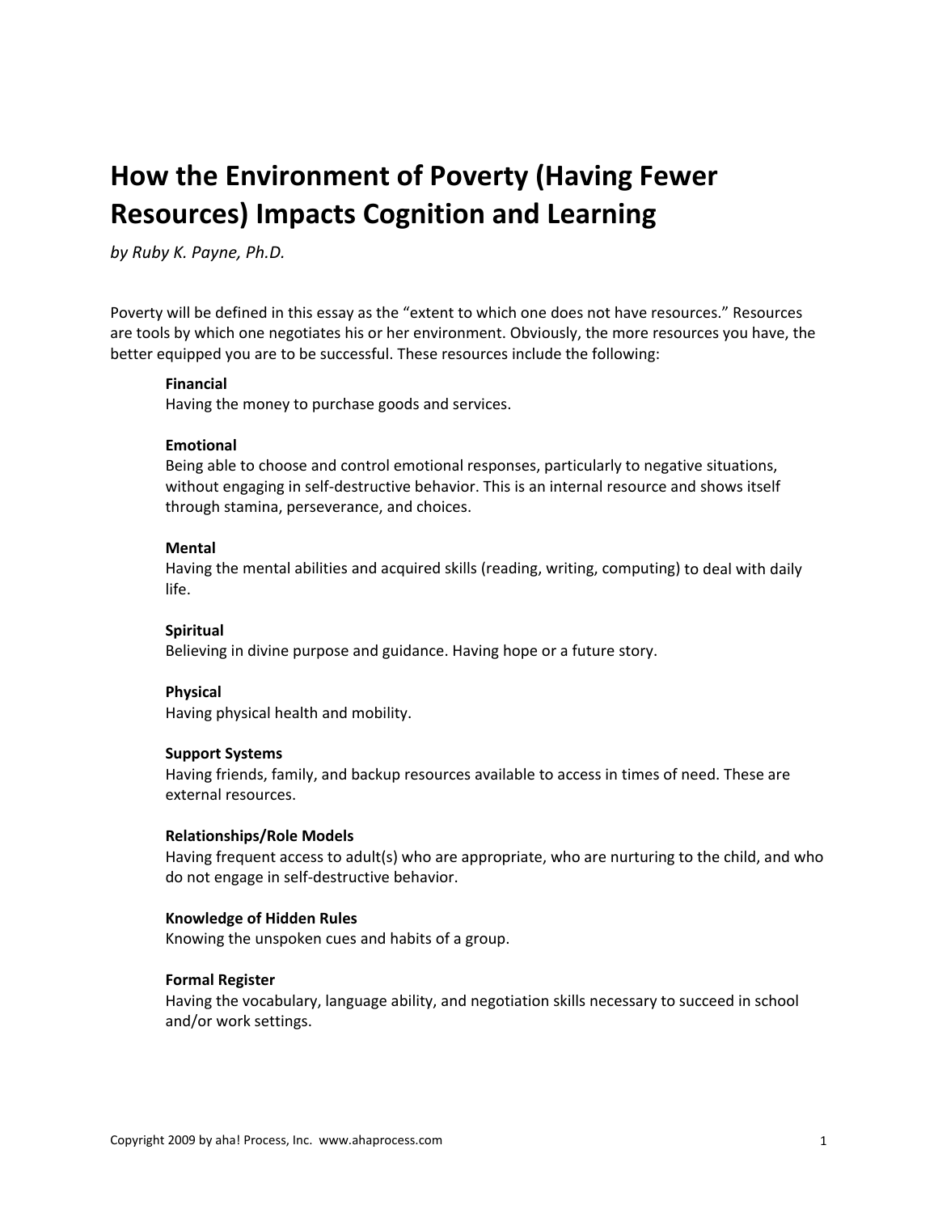# How the Environment of Poverty (Having Fewer Resources) Impacts Cognition and Learning

*by Ruby K. Payne, Ph.D.*

Poverty will be defined in this essay as the "extent to which one does not have resources." Resources are tools by which one negotiates his or her environment. Obviously, the more resources you have, the better equipped you are to be successful. These resources include the following:

**Financial**
Having the money to purchase goods and services.

**Emotional**
Being able to choose and control emotional responses, particularly to negative situations, without engaging in self-destructive behavior. This is an internal resource and shows itself through stamina, perseverance, and choices.

**Mental**
Having the mental abilities and acquired skills (reading, writing, computing) to deal with daily life.

**Spiritual**
Believing in divine purpose and guidance. Having hope or a future story.

**Physical**
Having physical health and mobility.

**Support Systems**
Having friends, family, and backup resources available to access in times of need. These are external resources.

**Relationships/Role Models**
Having frequent access to adult(s) who are appropriate, who are nurturing to the child, and who do not engage in self-destructive behavior.

**Knowledge of Hidden Rules**
Knowing the unspoken cues and habits of a group.

**Formal Register**
Having the vocabulary, language ability, and negotiation skills necessary to succeed in school and/or work settings.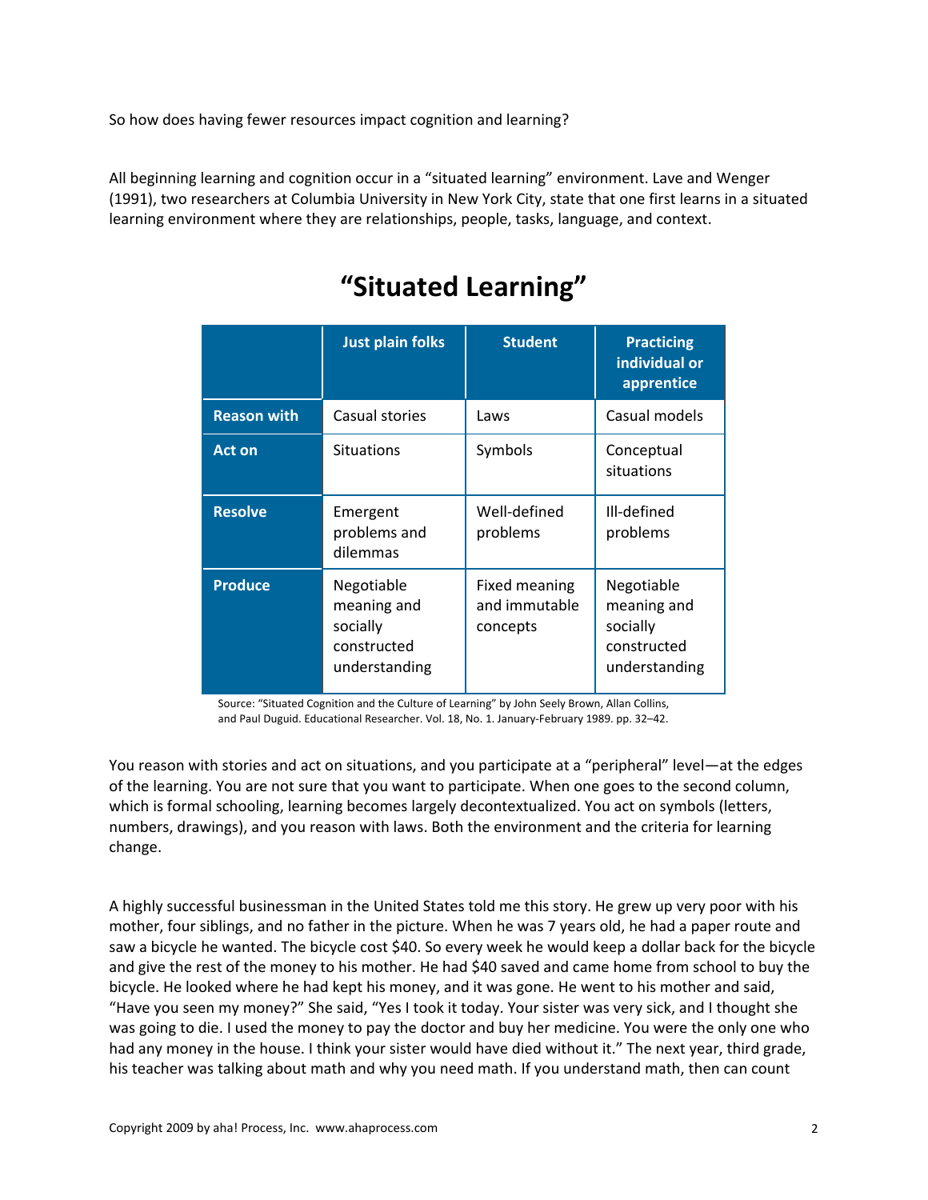So how does having fewer resources impact cognition and learning?

All beginning learning and cognition occur in a "situated learning" environment. Lave and Wenger (1991), two researchers at Columbia University in New York City, state that one first learns in a situated learning environment where they are relationships, people, tasks, language, and context.

## "Situated Learning"

| | Just plain folks | Student | Practicing individual or apprentice |
|---|---|---|---|
| **Reason with** | Casual stories | Laws | Casual models |
| **Act on** | Situations | Symbols | Conceptual situations |
| **Resolve** | Emergent problems and dilemmas | Well-defined problems | Ill-defined problems |
| **Produce** | Negotiable meaning and socially constructed understanding | Fixed meaning and immutable concepts | Negotiable meaning and socially constructed understanding |

Source: "Situated Cognition and the Culture of Learning" by John Seely Brown, Allan Collins, and Paul Duguid. Educational Researcher. Vol. 18, No. 1. January-February 1989. pp. 32–42.

You reason with stories and act on situations, and you participate at a "peripheral" level—at the edges of the learning. You are not sure that you want to participate. When one goes to the second column, which is formal schooling, learning becomes largely decontextualized. You act on symbols (letters, numbers, drawings), and you reason with laws. Both the environment and the criteria for learning change.

A highly successful businessman in the United States told me this story. He grew up very poor with his mother, four siblings, and no father in the picture. When he was 7 years old, he had a paper route and saw a bicycle he wanted. The bicycle cost $40. So every week he would keep a dollar back for the bicycle and give the rest of the money to his mother. He had $40 saved and came home from school to buy the bicycle. He looked where he had kept his money, and it was gone. He went to his mother and said, "Have you seen my money?" She said, "Yes I took it today. Your sister was very sick, and I thought she was going to die. I used the money to pay the doctor and buy her medicine. You were the only one who had any money in the house. I think your sister would have died without it." The next year, third grade, his teacher was talking about math and why you need math. If you understand math, then can count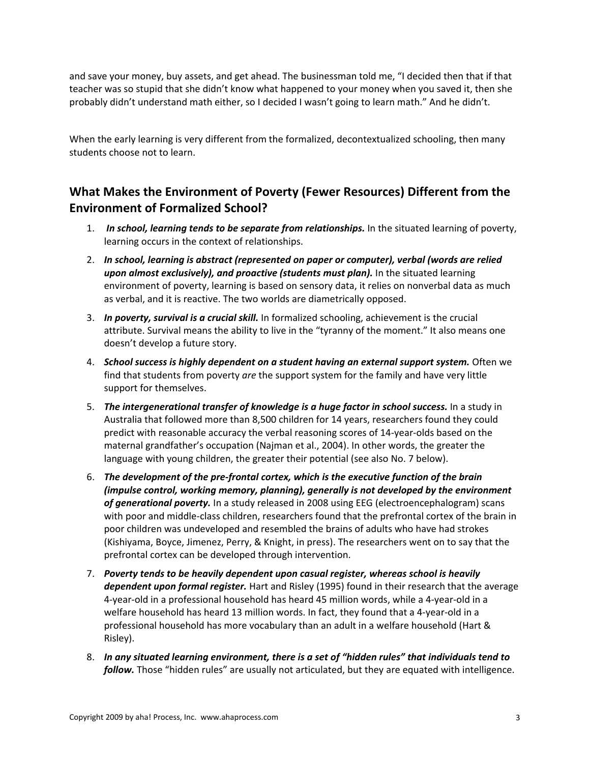and save your money, buy assets, and get ahead. The businessman told me, "I decided then that if that teacher was so stupid that she didn't know what happened to your money when you saved it, then she probably didn't understand math either, so I decided I wasn't going to learn math." And he didn't.

When the early learning is very different from the formalized, decontextualized schooling, then many students choose not to learn.

## What Makes the Environment of Poverty (Fewer Resources) Different from the Environment of Formalized School?

1. ***In school, learning tends to be separate from relationships.*** In the situated learning of poverty, learning occurs in the context of relationships.
2. ***In school, learning is abstract (represented on paper or computer), verbal (words are relied upon almost exclusively), and proactive (students must plan).*** In the situated learning environment of poverty, learning is based on sensory data, it relies on nonverbal data as much as verbal, and it is reactive. The two worlds are diametrically opposed.
3. ***In poverty, survival is a crucial skill.*** In formalized schooling, achievement is the crucial attribute. Survival means the ability to live in the "tyranny of the moment." It also means one doesn't develop a future story.
4. ***School success is highly dependent on a student having an external support system.*** Often we find that students from poverty *are* the support system for the family and have very little support for themselves.
5. ***The intergenerational transfer of knowledge is a huge factor in school success.*** In a study in Australia that followed more than 8,500 children for 14 years, researchers found they could predict with reasonable accuracy the verbal reasoning scores of 14-year-olds based on the maternal grandfather's occupation (Najman et al., 2004). In other words, the greater the language with young children, the greater their potential (see also No. 7 below).
6. ***The development of the pre-frontal cortex, which is the executive function of the brain (impulse control, working memory, planning), generally is not developed by the environment of generational poverty.*** In a study released in 2008 using EEG (electroencephalogram) scans with poor and middle-class children, researchers found that the prefrontal cortex of the brain in poor children was undeveloped and resembled the brains of adults who have had strokes (Kishiyama, Boyce, Jimenez, Perry, & Knight, in press). The researchers went on to say that the prefrontal cortex can be developed through intervention.
7. ***Poverty tends to be heavily dependent upon casual register, whereas school is heavily dependent upon formal register.*** Hart and Risley (1995) found in their research that the average 4-year-old in a professional household has heard 45 million words, while a 4-year-old in a welfare household has heard 13 million words. In fact, they found that a 4-year-old in a professional household has more vocabulary than an adult in a welfare household (Hart & Risley).
8. ***In any situated learning environment, there is a set of "hidden rules" that individuals tend to follow.*** Those "hidden rules" are usually not articulated, but they are equated with intelligence.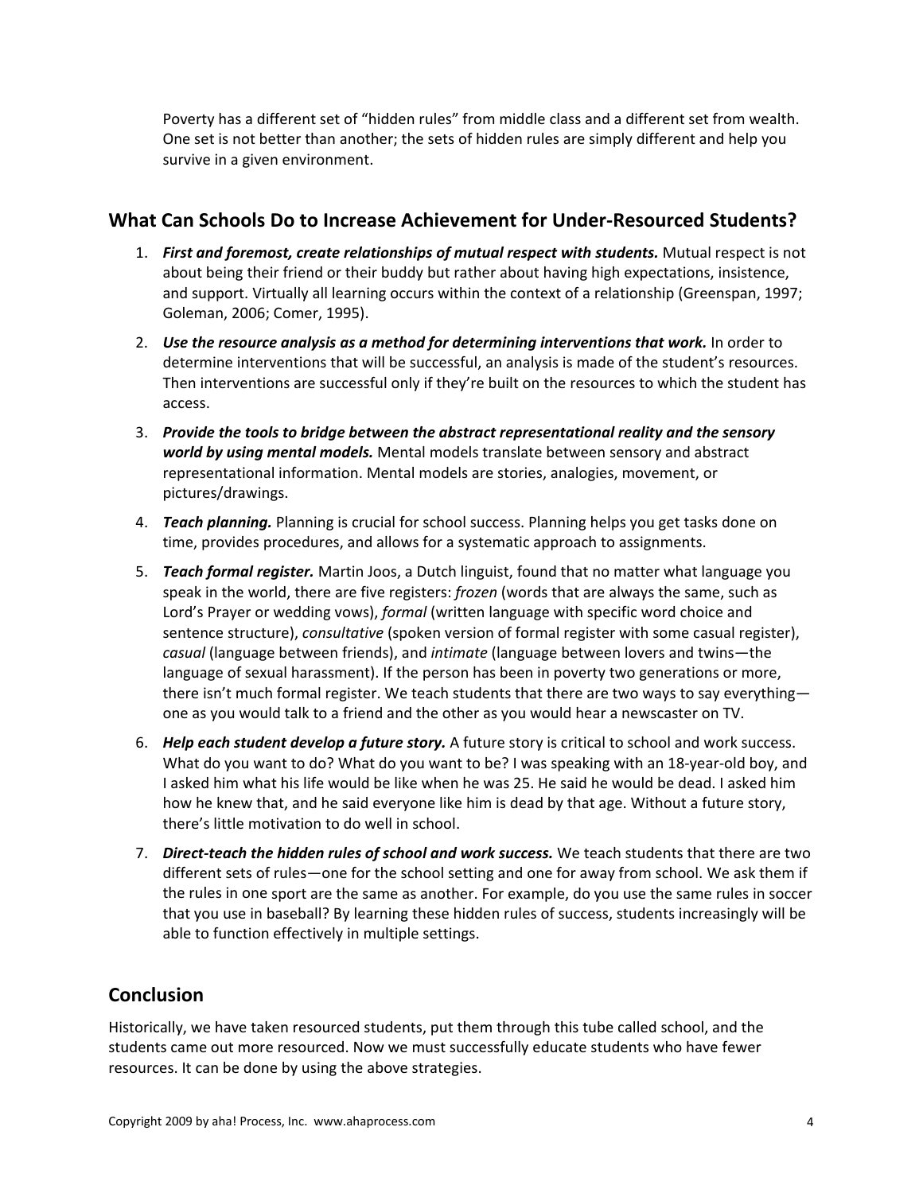Poverty has a different set of "hidden rules" from middle class and a different set from wealth. One set is not better than another; the sets of hidden rules are simply different and help you survive in a given environment.

## What Can Schools Do to Increase Achievement for Under-Resourced Students?

1. ***First and foremost, create relationships of mutual respect with students.*** Mutual respect is not about being their friend or their buddy but rather about having high expectations, insistence, and support. Virtually all learning occurs within the context of a relationship (Greenspan, 1997; Goleman, 2006; Comer, 1995).

2. ***Use the resource analysis as a method for determining interventions that work.*** In order to determine interventions that will be successful, an analysis is made of the student's resources. Then interventions are successful only if they're built on the resources to which the student has access.

3. ***Provide the tools to bridge between the abstract representational reality and the sensory world by using mental models.*** Mental models translate between sensory and abstract representational information. Mental models are stories, analogies, movement, or pictures/drawings.

4. ***Teach planning.*** Planning is crucial for school success. Planning helps you get tasks done on time, provides procedures, and allows for a systematic approach to assignments.

5. ***Teach formal register.*** Martin Joos, a Dutch linguist, found that no matter what language you speak in the world, there are five registers: *frozen* (words that are always the same, such as Lord's Prayer or wedding vows), *formal* (written language with specific word choice and sentence structure), *consultative* (spoken version of formal register with some casual register), *casual* (language between friends), and *intimate* (language between lovers and twins—the language of sexual harassment). If the person has been in poverty two generations or more, there isn't much formal register. We teach students that there are two ways to say everything—one as you would talk to a friend and the other as you would hear a newscaster on TV.

6. ***Help each student develop a future story.*** A future story is critical to school and work success. What do you want to do? What do you want to be? I was speaking with an 18-year-old boy, and I asked him what his life would be like when he was 25. He said he would be dead. I asked him how he knew that, and he said everyone like him is dead by that age. Without a future story, there's little motivation to do well in school.

7. ***Direct-teach the hidden rules of school and work success.*** We teach students that there are two different sets of rules—one for the school setting and one for away from school. We ask them if the rules in one sport are the same as another. For example, do you use the same rules in soccer that you use in baseball? By learning these hidden rules of success, students increasingly will be able to function effectively in multiple settings.

## Conclusion

Historically, we have taken resourced students, put them through this tube called school, and the students came out more resourced. Now we must successfully educate students who have fewer resources. It can be done by using the above strategies.

Copyright 2009 by aha! Process, Inc. www.ahaprocess.com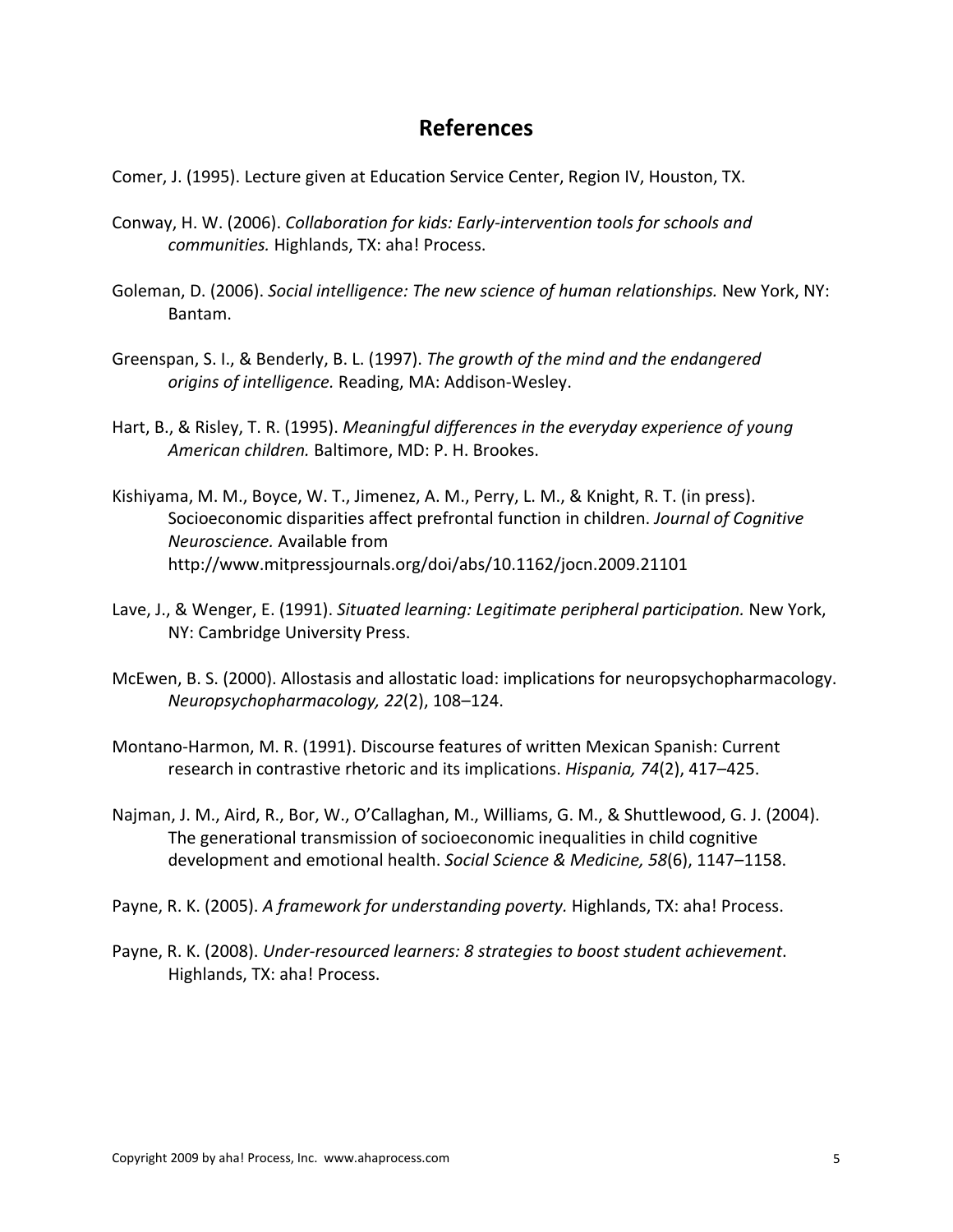# References

Comer, J. (1995). Lecture given at Education Service Center, Region IV, Houston, TX.

Conway, H. W. (2006). *Collaboration for kids: Early-intervention tools for schools and communities.* Highlands, TX: aha! Process.

Goleman, D. (2006). *Social intelligence: The new science of human relationships.* New York, NY: Bantam.

Greenspan, S. I., & Benderly, B. L. (1997). *The growth of the mind and the endangered origins of intelligence.* Reading, MA: Addison-Wesley.

Hart, B., & Risley, T. R. (1995). *Meaningful differences in the everyday experience of young American children.* Baltimore, MD: P. H. Brookes.

Kishiyama, M. M., Boyce, W. T., Jimenez, A. M., Perry, L. M., & Knight, R. T. (in press). Socioeconomic disparities affect prefrontal function in children. *Journal of Cognitive Neuroscience.* Available from http://www.mitpressjournals.org/doi/abs/10.1162/jocn.2009.21101

Lave, J., & Wenger, E. (1991). *Situated learning: Legitimate peripheral participation.* New York, NY: Cambridge University Press.

McEwen, B. S. (2000). Allostasis and allostatic load: implications for neuropsychopharmacology. *Neuropsychopharmacology, 22*(2), 108–124.

Montano-Harmon, M. R. (1991). Discourse features of written Mexican Spanish: Current research in contrastive rhetoric and its implications. *Hispania, 74*(2), 417–425.

Najman, J. M., Aird, R., Bor, W., O'Callaghan, M., Williams, G. M., & Shuttlewood, G. J. (2004). The generational transmission of socioeconomic inequalities in child cognitive development and emotional health. *Social Science & Medicine, 58*(6), 1147–1158.

Payne, R. K. (2005). *A framework for understanding poverty.* Highlands, TX: aha! Process.

Payne, R. K. (2008). *Under-resourced learners: 8 strategies to boost student achievement*. Highlands, TX: aha! Process.

Copyright 2009 by aha! Process, Inc. www.ahaprocess.com